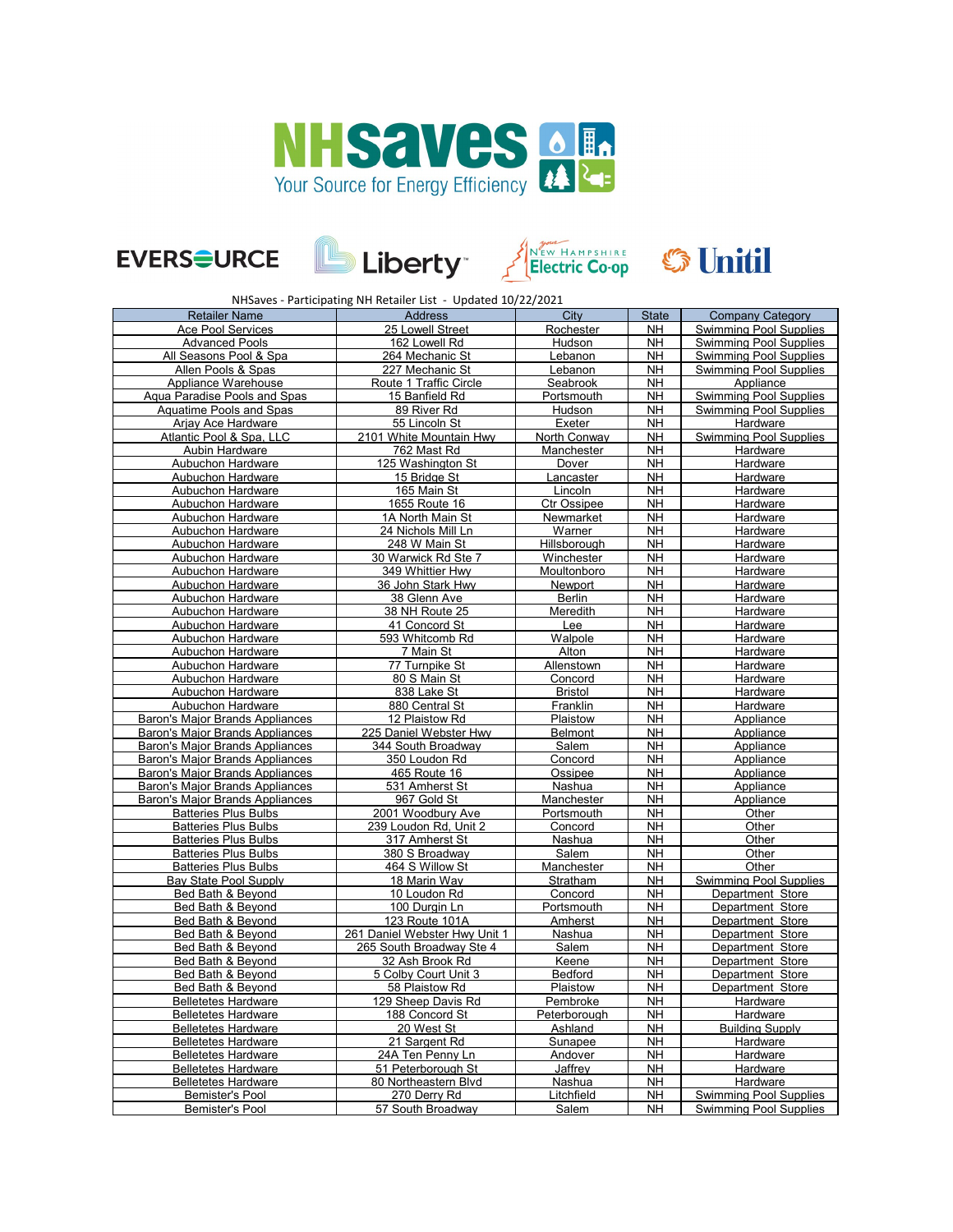NHSaves Your Source for Energy Efficiency

EVERSOURCE | Liberty | New Hampshire Electric Co-op | Unitil

NHSaves - Participating NH Retailer List - Updated 10/22/2021

| Retailer Name | Address | City | State | Company Category |
|---|---|---|---|---|
| Ace Pool Services | 25 Lowell Street | Rochester | NH | Swimming Pool Supplies |
| Advanced Pools | 162 Lowell Rd | Hudson | NH | Swimming Pool Supplies |
| All Seasons Pool & Spa | 264 Mechanic St | Lebanon | NH | Swimming Pool Supplies |
| Allen Pools & Spas | 227 Mechanic St | Lebanon | NH | Swimming Pool Supplies |
| Appliance Warehouse | Route 1 Traffic Circle | Seabrook | NH | Appliance |
| Aqua Paradise Pools and Spas | 15 Banfield Rd | Portsmouth | NH | Swimming Pool Supplies |
| Aquatime Pools and Spas | 89 River Rd | Hudson | NH | Swimming Pool Supplies |
| Arjay Ace Hardware | 55 Lincoln St | Exeter | NH | Hardware |
| Atlantic Pool & Spa, LLC | 2101 White Mountain Hwy | North Conway | NH | Swimming Pool Supplies |
| Aubin Hardware | 762 Mast Rd | Manchester | NH | Hardware |
| Aubuchon Hardware | 125 Washington St | Dover | NH | Hardware |
| Aubuchon Hardware | 15 Bridge St | Lancaster | NH | Hardware |
| Aubuchon Hardware | 165 Main St | Lincoln | NH | Hardware |
| Aubuchon Hardware | 1655 Route 16 | Ctr Ossipee | NH | Hardware |
| Aubuchon Hardware | 1A North Main St | Newmarket | NH | Hardware |
| Aubuchon Hardware | 24 Nichols Mill Ln | Warner | NH | Hardware |
| Aubuchon Hardware | 248 W Main St | Hillsborough | NH | Hardware |
| Aubuchon Hardware | 30 Warwick Rd Ste 7 | Winchester | NH | Hardware |
| Aubuchon Hardware | 349 Whittier Hwy | Moultonboro | NH | Hardware |
| Aubuchon Hardware | 36 John Stark Hwy | Newport | NH | Hardware |
| Aubuchon Hardware | 38 Glenn Ave | Berlin | NH | Hardware |
| Aubuchon Hardware | 38 NH Route 25 | Meredith | NH | Hardware |
| Aubuchon Hardware | 41 Concord St | Lee | NH | Hardware |
| Aubuchon Hardware | 593 Whitcomb Rd | Walpole | NH | Hardware |
| Aubuchon Hardware | 7 Main St | Alton | NH | Hardware |
| Aubuchon Hardware | 77 Turnpike St | Allenstown | NH | Hardware |
| Aubuchon Hardware | 80 S Main St | Concord | NH | Hardware |
| Aubuchon Hardware | 838 Lake St | Bristol | NH | Hardware |
| Aubuchon Hardware | 880 Central St | Franklin | NH | Hardware |
| Baron's Major Brands Appliances | 12 Plaistow Rd | Plaistow | NH | Appliance |
| Baron's Major Brands Appliances | 225 Daniel Webster Hwy | Belmont | NH | Appliance |
| Baron's Major Brands Appliances | 344 South Broadway | Salem | NH | Appliance |
| Baron's Major Brands Appliances | 350 Loudon Rd | Concord | NH | Appliance |
| Baron's Major Brands Appliances | 465 Route 16 | Ossipee | NH | Appliance |
| Baron's Major Brands Appliances | 531 Amherst St | Nashua | NH | Appliance |
| Baron's Major Brands Appliances | 967 Gold St | Manchester | NH | Appliance |
| Batteries Plus Bulbs | 2001 Woodbury Ave | Portsmouth | NH | Other |
| Batteries Plus Bulbs | 239 Loudon Rd, Unit 2 | Concord | NH | Other |
| Batteries Plus Bulbs | 317 Amherst St | Nashua | NH | Other |
| Batteries Plus Bulbs | 380 S Broadway | Salem | NH | Other |
| Batteries Plus Bulbs | 464 S Willow St | Manchester | NH | Other |
| Bay State Pool Supply | 18 Marin Way | Stratham | NH | Swimming Pool Supplies |
| Bed Bath & Beyond | 10 Loudon Rd | Concord | NH | Department Store |
| Bed Bath & Beyond | 100 Durgin Ln | Portsmouth | NH | Department Store |
| Bed Bath & Beyond | 123 Route 101A | Amherst | NH | Department Store |
| Bed Bath & Beyond | 261 Daniel Webster Hwy Unit 1 | Nashua | NH | Department Store |
| Bed Bath & Beyond | 265 South Broadway Ste 4 | Salem | NH | Department Store |
| Bed Bath & Beyond | 32 Ash Brook Rd | Keene | NH | Department Store |
| Bed Bath & Beyond | 5 Colby Court Unit 3 | Bedford | NH | Department Store |
| Bed Bath & Beyond | 58 Plaistow Rd | Plaistow | NH | Department Store |
| Belletetes Hardware | 129 Sheep Davis Rd | Pembroke | NH | Hardware |
| Belletetes Hardware | 188 Concord St | Peterborough | NH | Hardware |
| Belletetes Hardware | 20 West St | Ashland | NH | Building Supply |
| Belletetes Hardware | 21 Sargent Rd | Sunapee | NH | Hardware |
| Belletetes Hardware | 24A Ten Penny Ln | Andover | NH | Hardware |
| Belletetes Hardware | 51 Peterborough St | Jaffrey | NH | Hardware |
| Belletetes Hardware | 80 Northeastern Blvd | Nashua | NH | Hardware |
| Bemister's Pool | 270 Derry Rd | Litchfield | NH | Swimming Pool Supplies |
| Bemister's Pool | 57 South Broadway | Salem | NH | Swimming Pool Supplies |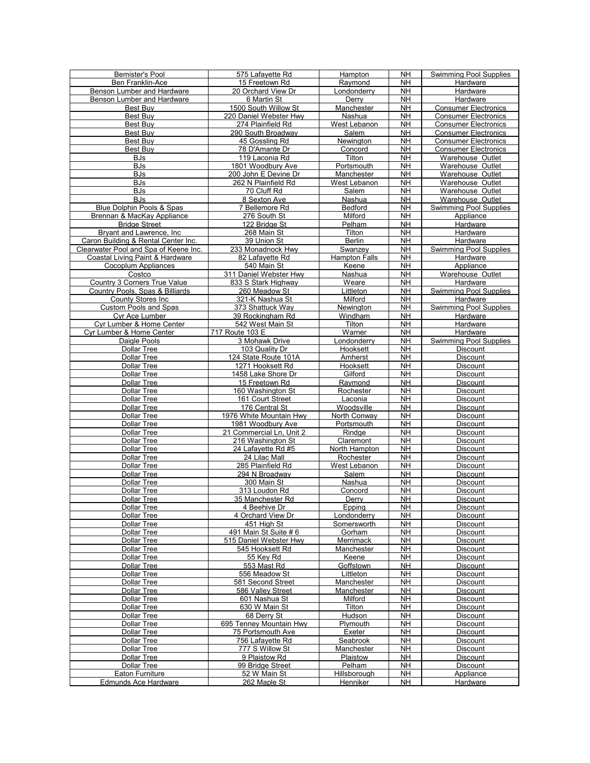| | | | | |
|---|---|---|---|---|
| Bemister's Pool | 575 Lafayette Rd | Hampton | NH | Swimming Pool Supplies |
| Ben Franklin-Ace | 15 Freetown Rd | Raymond | NH | Hardware |
| Benson Lumber and Hardware | 20 Orchard View Dr | Londonderry | NH | Hardware |
| Benson Lumber and Hardware | 6 Martin St | Derry | NH | Hardware |
| Best Buy | 1500 South Willow St | Manchester | NH | Consumer Electronics |
| Best Buy | 220 Daniel Webster Hwy | Nashua | NH | Consumer Electronics |
| Best Buy | 274 Plainfield Rd | West Lebanon | NH | Consumer Electronics |
| Best Buy | 290 South Broadway | Salem | NH | Consumer Electronics |
| Best Buy | 45 Gossling Rd | Newington | NH | Consumer Electronics |
| Best Buy | 78 D'Amante Dr | Concord | NH | Consumer Electronics |
| BJs | 119 Laconia Rd | Tilton | NH | Warehouse Outlet |
| BJs | 1801 Woodbury Ave | Portsmouth | NH | Warehouse Outlet |
| BJs | 200 John E Devine Dr | Manchester | NH | Warehouse Outlet |
| BJs | 262 N Plainfield Rd | West Lebanon | NH | Warehouse Outlet |
| BJs | 70 Cluff Rd | Salem | NH | Warehouse Outlet |
| BJs | 8 Sexton Ave | Nashua | NH | Warehouse Outlet |
| Blue Dolphin Pools & Spas | 7 Bellemore Rd | Bedford | NH | Swimming Pool Supplies |
| Brennan & MacKay Appliance | 276 South St | Milford | NH | Appliance |
| Bridge Street | 122 Bridge St | Pelham | NH | Hardware |
| Bryant and Lawrence, Inc | 268 Main St | Tilton | NH | Hardware |
| Caron Building & Rental Center Inc. | 39 Union St | Berlin | NH | Hardware |
| Clearwater Pool and Spa of Keene Inc. | 233 Monadnock Hwy | Swanzey | NH | Swimming Pool Supplies |
| Coastal Living Paint & Hardware | 82 Lafayette Rd | Hampton Falls | NH | Hardware |
| Cocoplum Appliances | 540 Main St | Keene | NH | Appliance |
| Costco | 311 Daniel Webster Hwy | Nashua | NH | Warehouse Outlet |
| Country 3 Corners True Value | 833 S Stark Highway | Weare | NH | Hardware |
| Country Pools, Spas & Billiards | 260 Meadow St | Littleton | NH | Swimming Pool Supplies |
| County Stores Inc | 321-K Nashua St | Milford | NH | Hardware |
| Custom Pools and Spas | 373 Shattuck Way | Newington | NH | Swimming Pool Supplies |
| Cyr Ace Lumber | 39 Rockingham Rd | Windham | NH | Hardware |
| Cyr Lumber & Home Center | 542 West Main St | Tilton | NH | Hardware |
| Cyr Lumber & Home Center | 717 Route 103 E | Warner | NH | Hardware |
| Daigle Pools | 3 Mohawk Drive | Londonderry | NH | Swimming Pool Supplies |
| Dollar Tree | 103 Quality Dr | Hooksett | NH | Discount |
| Dollar Tree | 124 State Route 101A | Amherst | NH | Discount |
| Dollar Tree | 1271 Hooksett Rd | Hooksett | NH | Discount |
| Dollar Tree | 1458 Lake Shore Dr | Gilford | NH | Discount |
| Dollar Tree | 15 Freetown Rd | Raymond | NH | Discount |
| Dollar Tree | 160 Washington St | Rochester | NH | Discount |
| Dollar Tree | 161 Court Street | Laconia | NH | Discount |
| Dollar Tree | 176 Central St | Woodsville | NH | Discount |
| Dollar Tree | 1976 White Mountain Hwy | North Conway | NH | Discount |
| Dollar Tree | 1981 Woodbury Ave | Portsmouth | NH | Discount |
| Dollar Tree | 21 Commercial Ln, Unit 2 | Rindge | NH | Discount |
| Dollar Tree | 216 Washington St | Claremont | NH | Discount |
| Dollar Tree | 24 Lafayette Rd #5 | North Hampton | NH | Discount |
| Dollar Tree | 24 Lilac Mall | Rochester | NH | Discount |
| Dollar Tree | 285 Plainfield Rd | West Lebanon | NH | Discount |
| Dollar Tree | 294 N Broadway | Salem | NH | Discount |
| Dollar Tree | 300 Main St | Nashua | NH | Discount |
| Dollar Tree | 313 Loudon Rd | Concord | NH | Discount |
| Dollar Tree | 35 Manchester Rd | Derry | NH | Discount |
| Dollar Tree | 4 Beehive Dr | Epping | NH | Discount |
| Dollar Tree | 4 Orchard View Dr | Londonderry | NH | Discount |
| Dollar Tree | 451 High St | Somersworth | NH | Discount |
| Dollar Tree | 491 Main St Suite # 6 | Gorham | NH | Discount |
| Dollar Tree | 515 Daniel Webster Hwy | Merrimack | NH | Discount |
| Dollar Tree | 545 Hooksett Rd | Manchester | NH | Discount |
| Dollar Tree | 55 Key Rd | Keene | NH | Discount |
| Dollar Tree | 553 Mast Rd | Goffstown | NH | Discount |
| Dollar Tree | 556 Meadow St | Littleton | NH | Discount |
| Dollar Tree | 581 Second Street | Manchester | NH | Discount |
| Dollar Tree | 586 Valley Street | Manchester | NH | Discount |
| Dollar Tree | 601 Nashua St | Milford | NH | Discount |
| Dollar Tree | 630 W Main St | Tilton | NH | Discount |
| Dollar Tree | 68 Derry St | Hudson | NH | Discount |
| Dollar Tree | 695 Tenney Mountain Hwy | Plymouth | NH | Discount |
| Dollar Tree | 75 Portsmouth Ave | Exeter | NH | Discount |
| Dollar Tree | 756 Lafayette Rd | Seabrook | NH | Discount |
| Dollar Tree | 777 S Willow St | Manchester | NH | Discount |
| Dollar Tree | 9 Plaistow Rd | Plaistow | NH | Discount |
| Dollar Tree | 99 Bridge Street | Pelham | NH | Discount |
| Eaton Furniture | 52 W Main St | Hillsborough | NH | Appliance |
| Edmunds Ace Hardware | 262 Maple St | Henniker | NH | Hardware |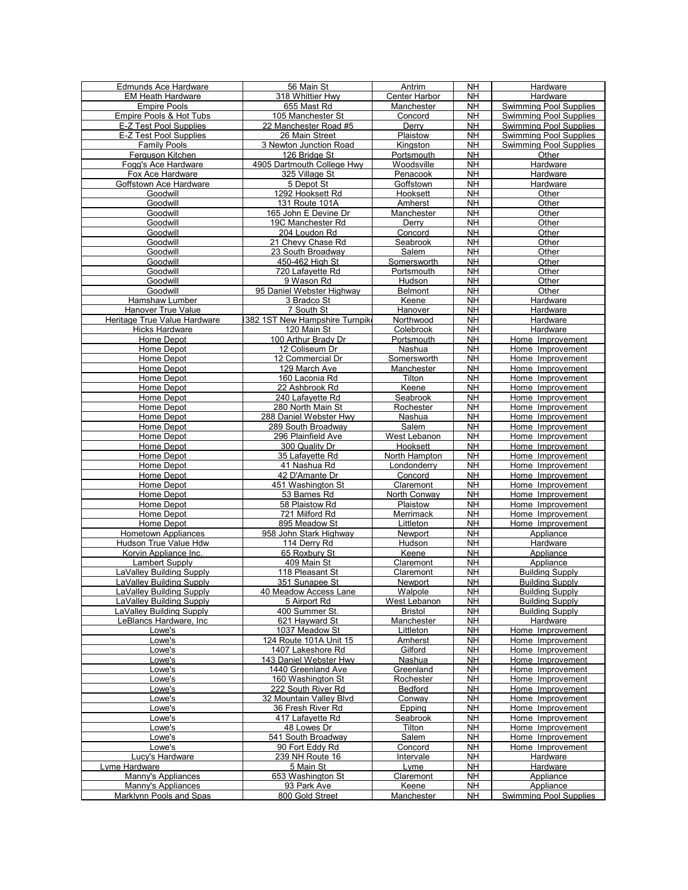| | | | | |
|---|---|---|---|---|
| Edmunds Ace Hardware | 56 Main St | Antrim | NH | Hardware |
| EM Heath Hardware | 318 Whittier Hwy | Center Harbor | NH | Hardware |
| Empire Pools | 655 Mast Rd | Manchester | NH | Swimming Pool Supplies |
| Empire Pools & Hot Tubs | 105 Manchester St | Concord | NH | Swimming Pool Supplies |
| E-Z Test Pool Supplies | 22 Manchester Road #5 | Derry | NH | Swimming Pool Supplies |
| E-Z Test Pool Supplies | 26 Main Street | Plaistow | NH | Swimming Pool Supplies |
| Family Pools | 3 Newton Junction Road | Kingston | NH | Swimming Pool Supplies |
| Ferguson Kitchen | 126 Bridge St | Portsmouth | NH | Other |
| Fogg's Ace Hardware | 4905 Dartmouth College Hwy | Woodsville | NH | Hardware |
| Fox Ace Hardware | 325 Village St | Penacook | NH | Hardware |
| Goffstown Ace Hardware | 5 Depot St | Goffstown | NH | Hardware |
| Goodwill | 1292 Hooksett Rd | Hooksett | NH | Other |
| Goodwill | 131 Route 101A | Amherst | NH | Other |
| Goodwill | 165 John E Devine Dr | Manchester | NH | Other |
| Goodwill | 19C Manchester Rd | Derry | NH | Other |
| Goodwill | 204 Loudon Rd | Concord | NH | Other |
| Goodwill | 21 Chevy Chase Rd | Seabrook | NH | Other |
| Goodwill | 23 South Broadway | Salem | NH | Other |
| Goodwill | 450-462 High St | Somersworth | NH | Other |
| Goodwill | 720 Lafayette Rd | Portsmouth | NH | Other |
| Goodwill | 9 Wason Rd | Hudson | NH | Other |
| Goodwill | 95 Daniel Webster Highway | Belmont | NH | Other |
| Hamshaw Lumber | 3 Bradco St | Keene | NH | Hardware |
| Hanover True Value | 7 South St | Hanover | NH | Hardware |
| Heritage True Value Hardware | 382 1ST New Hampshire Turnpik | Northwood | NH | Hardware |
| Hicks Hardware | 120 Main St | Colebrook | NH | Hardware |
| Home Depot | 100 Arthur Brady Dr | Portsmouth | NH | Home Improvement |
| Home Depot | 12 Coliseum Dr | Nashua | NH | Home Improvement |
| Home Depot | 12 Commercial Dr | Somersworth | NH | Home Improvement |
| Home Depot | 129 March Ave | Manchester | NH | Home Improvement |
| Home Depot | 160 Laconia Rd | Tilton | NH | Home Improvement |
| Home Depot | 22 Ashbrook Rd | Keene | NH | Home Improvement |
| Home Depot | 240 Lafayette Rd | Seabrook | NH | Home Improvement |
| Home Depot | 280 North Main St | Rochester | NH | Home Improvement |
| Home Depot | 288 Daniel Webster Hwy | Nashua | NH | Home Improvement |
| Home Depot | 289 South Broadway | Salem | NH | Home Improvement |
| Home Depot | 296 Plainfield Ave | West Lebanon | NH | Home Improvement |
| Home Depot | 300 Quality Dr | Hooksett | NH | Home Improvement |
| Home Depot | 35 Lafayette Rd | North Hampton | NH | Home Improvement |
| Home Depot | 41 Nashua Rd | Londonderry | NH | Home Improvement |
| Home Depot | 42 D'Amante Dr | Concord | NH | Home Improvement |
| Home Depot | 451 Washington St | Claremont | NH | Home Improvement |
| Home Depot | 53 Barnes Rd | North Conway | NH | Home Improvement |
| Home Depot | 58 Plaistow Rd | Plaistow | NH | Home Improvement |
| Home Depot | 721 Milford Rd | Merrimack | NH | Home Improvement |
| Home Depot | 895 Meadow St | Littleton | NH | Home Improvement |
| Hometown Appliances | 958 John Stark Highway | Newport | NH | Appliance |
| Hudson True Value Hdw | 114 Derry Rd | Hudson | NH | Hardware |
| Korvin Appliance Inc. | 65 Roxbury St | Keene | NH | Appliance |
| Lambert Supply | 409 Main St | Claremont | NH | Appliance |
| LaValley Building Supply | 118 Pleasant St | Claremont | NH | Building Supply |
| LaValley Building Supply | 351 Sunapee St | Newport | NH | Building Supply |
| LaValley Building Supply | 40 Meadow Access Lane | Walpole | NH | Building Supply |
| LaValley Building Supply | 5 Airport Rd | West Lebanon | NH | Building Supply |
| LaValley Building Supply | 400 Summer St. | Bristol | NH | Building Supply |
| LeBlancs Hardware, Inc | 621 Hayward St | Manchester | NH | Hardware |
| Lowe's | 1037 Meadow St | Littleton | NH | Home Improvement |
| Lowe's | 124 Route 101A Unit 15 | Amherst | NH | Home Improvement |
| Lowe's | 1407 Lakeshore Rd | Gilford | NH | Home Improvement |
| Lowe's | 143 Daniel Webster Hwy | Nashua | NH | Home Improvement |
| Lowe's | 1440 Greenland Ave | Greenland | NH | Home Improvement |
| Lowe's | 160 Washington St | Rochester | NH | Home Improvement |
| Lowe's | 222 South River Rd | Bedford | NH | Home Improvement |
| Lowe's | 32 Mountain Valley Blvd | Conway | NH | Home Improvement |
| Lowe's | 36 Fresh River Rd | Epping | NH | Home Improvement |
| Lowe's | 417 Lafayette Rd | Seabrook | NH | Home Improvement |
| Lowe's | 48 Lowes Dr | Tilton | NH | Home Improvement |
| Lowe's | 541 South Broadway | Salem | NH | Home Improvement |
| Lowe's | 90 Fort Eddy Rd | Concord | NH | Home Improvement |
| Lucy's Hardware | 239 NH Route 16 | Intervale | NH | Hardware |
| Lyme Hardware | 5 Main St | Lyme | NH | Hardware |
| Manny's Appliances | 653 Washington St | Claremont | NH | Appliance |
| Manny's Appliances | 93 Park Ave | Keene | NH | Appliance |
| Marklynn Pools and Spas | 800 Gold Street | Manchester | NH | Swimming Pool Supplies |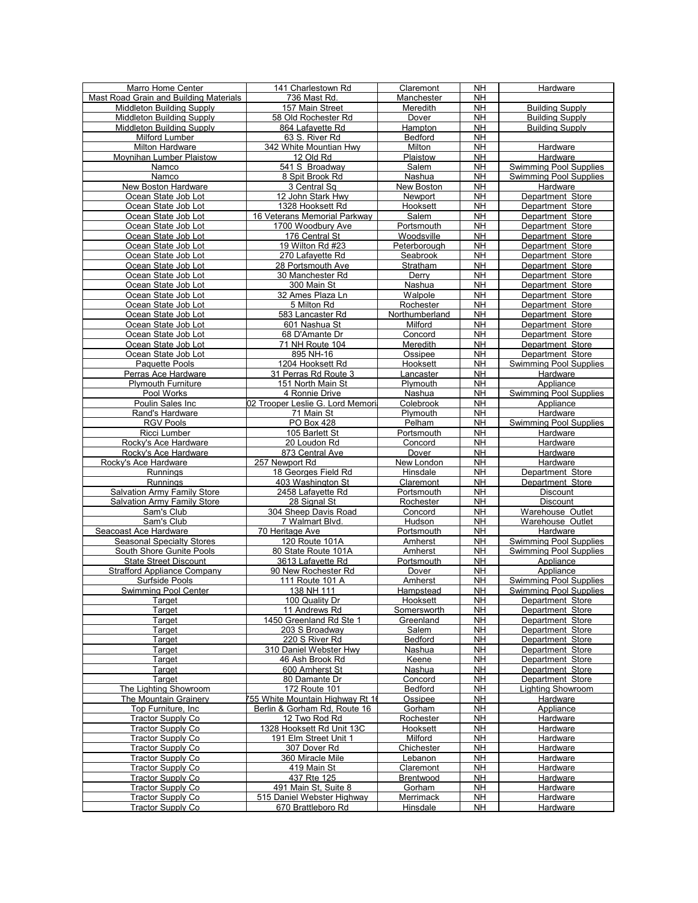| Marro Home Center | 141 Charlestown Rd | Claremont | NH | Hardware |
|---|---|---|---|---|
| Mast Road Grain and Building Materials | 736 Mast Rd. | Manchester | NH | |
| Middleton Building Supply | 157 Main Street | Meredith | NH | Building Supply |
| Middleton Building Supply | 58 Old Rochester Rd | Dover | NH | Building Supply |
| Middleton Building Supply | 864 Lafayette Rd | Hampton | NH | Building Supply |
| Milford Lumber | 63 S. River Rd | Bedford | NH | |
| Milton Hardware | 342 White Mountian Hwy | Milton | NH | Hardware |
| Moynihan Lumber Plaistow | 12 Old Rd | Plaistow | NH | Hardware |
| Namco | 541 S Broadway | Salem | NH | Swimming Pool Supplies |
| Namco | 8 Spit Brook Rd | Nashua | NH | Swimming Pool Supplies |
| New Boston Hardware | 3 Central Sq | New Boston | NH | Hardware |
| Ocean State Job Lot | 12 John Stark Hwy | Newport | NH | Department Store |
| Ocean State Job Lot | 1328 Hooksett Rd | Hooksett | NH | Department Store |
| Ocean State Job Lot | 16 Veterans Memorial Parkway | Salem | NH | Department Store |
| Ocean State Job Lot | 1700 Woodbury Ave | Portsmouth | NH | Department Store |
| Ocean State Job Lot | 176 Central St | Woodsville | NH | Department Store |
| Ocean State Job Lot | 19 Wilton Rd #23 | Peterborough | NH | Department Store |
| Ocean State Job Lot | 270 Lafayette Rd | Seabrook | NH | Department Store |
| Ocean State Job Lot | 28 Portsmouth Ave | Stratham | NH | Department Store |
| Ocean State Job Lot | 30 Manchester Rd | Derry | NH | Department Store |
| Ocean State Job Lot | 300 Main St | Nashua | NH | Department Store |
| Ocean State Job Lot | 32 Ames Plaza Ln | Walpole | NH | Department Store |
| Ocean State Job Lot | 5 Milton Rd | Rochester | NH | Department Store |
| Ocean State Job Lot | 583 Lancaster Rd | Northumberland | NH | Department Store |
| Ocean State Job Lot | 601 Nashua St | Milford | NH | Department Store |
| Ocean State Job Lot | 68 D'Amante Dr | Concord | NH | Department Store |
| Ocean State Job Lot | 71 NH Route 104 | Meredith | NH | Department Store |
| Ocean State Job Lot | 895 NH-16 | Ossipee | NH | Department Store |
| Paquette Pools | 1204 Hooksett Rd | Hooksett | NH | Swimming Pool Supplies |
| Perras Ace Hardware | 31 Perras Rd Route 3 | Lancaster | NH | Hardware |
| Plymouth Furniture | 151 North Main St | Plymouth | NH | Appliance |
| Pool Works | 4 Ronnie Drive | Nashua | NH | Swimming Pool Supplies |
| Poulin Sales Inc | 02 Trooper Leslie G. Lord Memori | Colebrook | NH | Appliance |
| Rand's Hardware | 71 Main St | Plymouth | NH | Hardware |
| RGV Pools | PO Box 428 | Pelham | NH | Swimming Pool Supplies |
| Ricci Lumber | 105 Barlett St | Portsmouth | NH | Hardware |
| Rocky's Ace Hardware | 20 Loudon Rd | Concord | NH | Hardware |
| Rocky's Ace Hardware | 873 Central Ave | Dover | NH | Hardware |
| Rocky's Ace Hardware | 257 Newport Rd | New London | NH | Hardware |
| Runnings | 18 Georges Field Rd | Hinsdale | NH | Department Store |
| Runnings | 403 Washington St | Claremont | NH | Department Store |
| Salvation Army Family Store | 2458 Lafayette Rd | Portsmouth | NH | Discount |
| Salvation Army Family Store | 28 Signal St | Rochester | NH | Discount |
| Sam's Club | 304 Sheep Davis Road | Concord | NH | Warehouse Outlet |
| Sam's Club | 7 Walmart Blvd. | Hudson | NH | Warehouse Outlet |
| Seacoast Ace Hardware | 70 Heritage Ave | Portsmouth | NH | Hardware |
| Seasonal Specialty Stores | 120 Route 101A | Amherst | NH | Swimming Pool Supplies |
| South Shore Gunite Pools | 80 State Route 101A | Amherst | NH | Swimming Pool Supplies |
| State Street Discount | 3613 Lafayette Rd | Portsmouth | NH | Appliance |
| Strafford Appliance Company | 90 New Rochester Rd | Dover | NH | Appliance |
| Surfside Pools | 111 Route 101 A | Amherst | NH | Swimming Pool Supplies |
| Swimming Pool Center | 138 NH 111 | Hampstead | NH | Swimming Pool Supplies |
| Target | 100 Quality Dr | Hooksett | NH | Department Store |
| Target | 11 Andrews Rd | Somersworth | NH | Department Store |
| Target | 1450 Greenland Rd Ste 1 | Greenland | NH | Department Store |
| Target | 203 S Broadway | Salem | NH | Department Store |
| Target | 220 S River Rd | Bedford | NH | Department Store |
| Target | 310 Daniel Webster Hwy | Nashua | NH | Department Store |
| Target | 46 Ash Brook Rd | Keene | NH | Department Store |
| Target | 600 Amherst St | Nashua | NH | Department Store |
| Target | 80 Damante Dr | Concord | NH | Department Store |
| The Lighting Showroom | 172 Route 101 | Bedford | NH | Lighting Showroom |
| The Mountain Grainery | 755 White Mountain Highway Rt 1 | Ossipee | NH | Hardware |
| Top Furniture, Inc | Berlin & Gorham Rd, Route 16 | Gorham | NH | Appliance |
| Tractor Supply Co | 12 Two Rod Rd | Rochester | NH | Hardware |
| Tractor Supply Co | 1328 Hooksett Rd Unit 13C | Hooksett | NH | Hardware |
| Tractor Supply Co | 191 Elm Street Unit 1 | Milford | NH | Hardware |
| Tractor Supply Co | 307 Dover Rd | Chichester | NH | Hardware |
| Tractor Supply Co | 360 Miracle Mile | Lebanon | NH | Hardware |
| Tractor Supply Co | 419 Main St | Claremont | NH | Hardware |
| Tractor Supply Co | 437 Rte 125 | Brentwood | NH | Hardware |
| Tractor Supply Co | 491 Main St, Suite 8 | Gorham | NH | Hardware |
| Tractor Supply Co | 515 Daniel Webster Highway | Merrimack | NH | Hardware |
| Tractor Supply Co | 670 Brattleboro Rd | Hinsdale | NH | Hardware |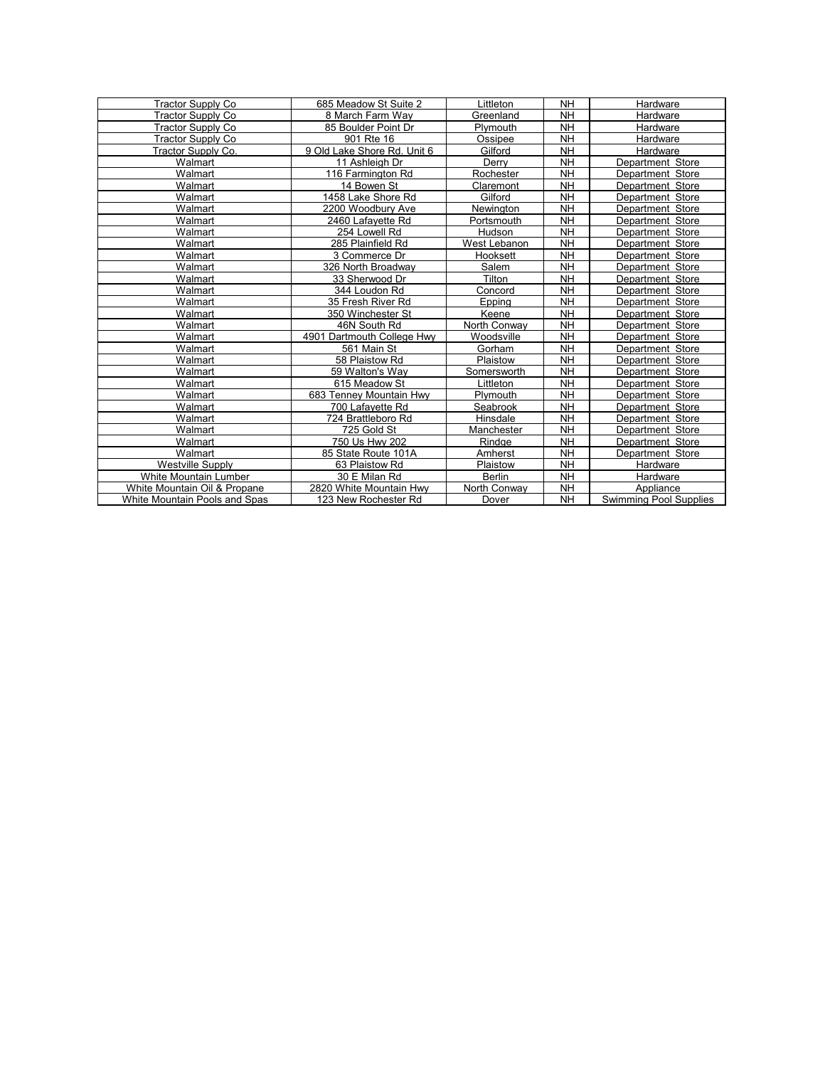| | | | | |
|---|---|---|---|---|
| Tractor Supply Co | 685 Meadow St Suite 2 | Littleton | NH | Hardware |
| Tractor Supply Co | 8 March Farm Way | Greenland | NH | Hardware |
| Tractor Supply Co | 85 Boulder Point Dr | Plymouth | NH | Hardware |
| Tractor Supply Co | 901 Rte 16 | Ossipee | NH | Hardware |
| Tractor Supply Co. | 9 Old Lake Shore Rd. Unit 6 | Gilford | NH | Hardware |
| Walmart | 11 Ashleigh Dr | Derry | NH | Department Store |
| Walmart | 116 Farmington Rd | Rochester | NH | Department Store |
| Walmart | 14 Bowen St | Claremont | NH | Department Store |
| Walmart | 1458 Lake Shore Rd | Gilford | NH | Department Store |
| Walmart | 2200 Woodbury Ave | Newington | NH | Department Store |
| Walmart | 2460 Lafayette Rd | Portsmouth | NH | Department Store |
| Walmart | 254 Lowell Rd | Hudson | NH | Department Store |
| Walmart | 285 Plainfield Rd | West Lebanon | NH | Department Store |
| Walmart | 3 Commerce Dr | Hooksett | NH | Department Store |
| Walmart | 326 North Broadway | Salem | NH | Department Store |
| Walmart | 33 Sherwood Dr | Tilton | NH | Department Store |
| Walmart | 344 Loudon Rd | Concord | NH | Department Store |
| Walmart | 35 Fresh River Rd | Epping | NH | Department Store |
| Walmart | 350 Winchester St | Keene | NH | Department Store |
| Walmart | 46N South Rd | North Conway | NH | Department Store |
| Walmart | 4901 Dartmouth College Hwy | Woodsville | NH | Department Store |
| Walmart | 561 Main St | Gorham | NH | Department Store |
| Walmart | 58 Plaistow Rd | Plaistow | NH | Department Store |
| Walmart | 59 Walton's Way | Somersworth | NH | Department Store |
| Walmart | 615 Meadow St | Littleton | NH | Department Store |
| Walmart | 683 Tenney Mountain Hwy | Plymouth | NH | Department Store |
| Walmart | 700 Lafayette Rd | Seabrook | NH | Department Store |
| Walmart | 724 Brattleboro Rd | Hinsdale | NH | Department Store |
| Walmart | 725 Gold St | Manchester | NH | Department Store |
| Walmart | 750 Us Hwy 202 | Rindge | NH | Department Store |
| Walmart | 85 State Route 101A | Amherst | NH | Department Store |
| Westville Supply | 63 Plaistow Rd | Plaistow | NH | Hardware |
| White Mountain Lumber | 30 E Milan Rd | Berlin | NH | Hardware |
| White Mountain Oil & Propane | 2820 White Mountain Hwy | North Conway | NH | Appliance |
| White Mountain Pools and Spas | 123 New Rochester Rd | Dover | NH | Swimming Pool Supplies |